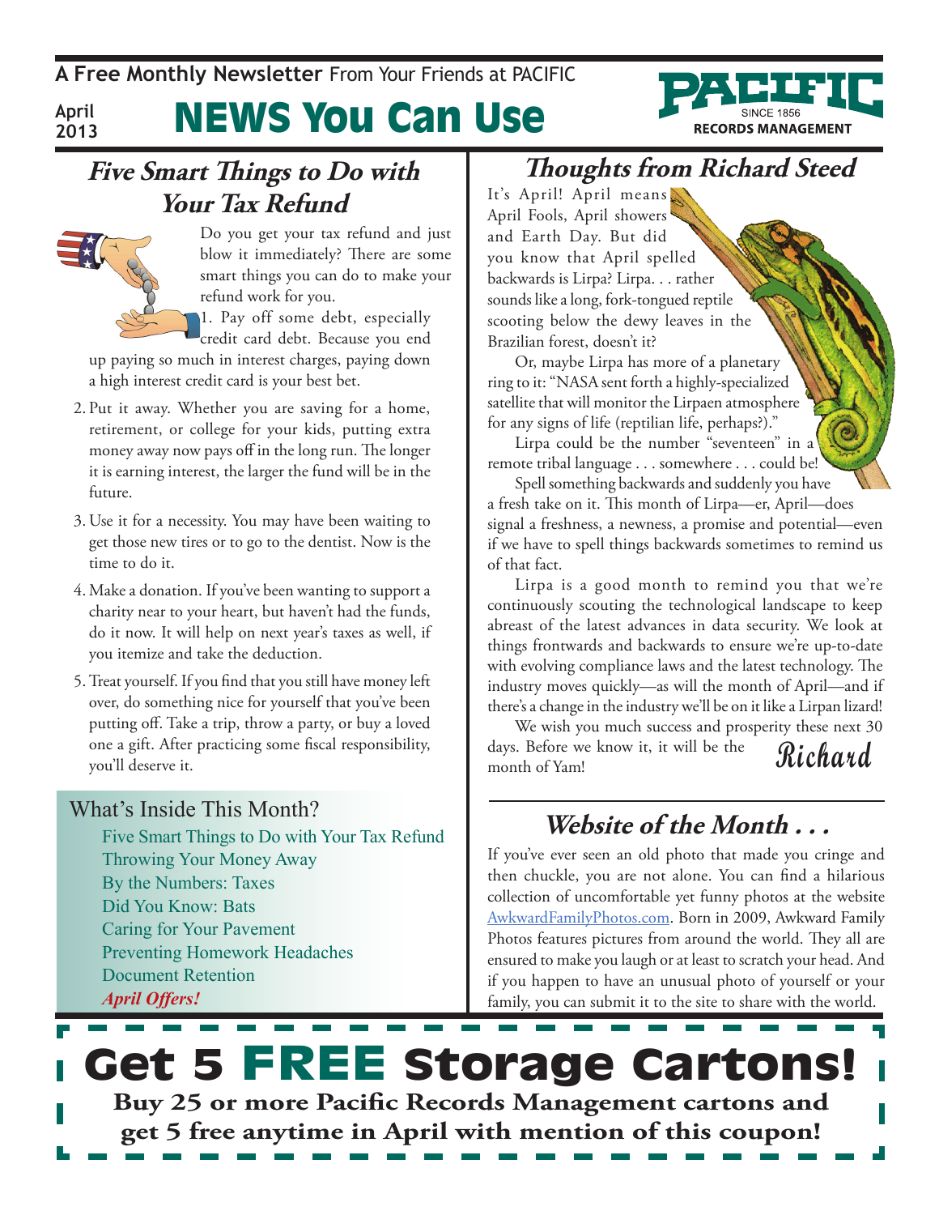A **Free Monthly Newsletter** From Your Friends at PACIFIC

April 2013

# NEWS You Can Use

PACIFIC SINCE 1856 RECORDS MANAGEMENT

## *Five Smart Things to Do with Your Tax Refund*

Do you get your tax refund and just blow it immediately? There are some smart things you can do to make your refund work for you.

1. Pay off some debt, especially credit card debt. Because you end up paying so much in interest charges, paying down a high interest credit card is your best bet.
2. Put it away. Whether you are saving for a home, retirement, or college for your kids, putting extra money away now pays off in the long run. The longer it is earning interest, the larger the fund will be in the future.
3. Use it for a necessity. You may have been waiting to get those new tires or to go to the dentist. Now is the time to do it.
4. Make a donation. If you've been wanting to support a charity near to your heart, but haven't had the funds, do it now. It will help on next year's taxes as well, if you itemize and take the deduction.
5. Treat yourself. If you find that you still have money left over, do something nice for yourself that you've been putting off. Take a trip, throw a party, or buy a loved one a gift. After practicing some fiscal responsibility, you'll deserve it.

### What's Inside This Month?

- Five Smart Things to Do with Your Tax Refund
- Throwing Your Money Away
- By the Numbers: Taxes
- Did You Know: Bats
- Caring for Your Pavement
- Preventing Homework Headaches
- Document Retention
- *April Offers!*

## *Thoughts from Richard Steed*

It's April! April means April Fools, April showers and Earth Day. But did you know that April spelled backwards is Lirpa? Lirpa. . . rather sounds like a long, fork-tongued reptile scooting below the dewy leaves in the Brazilian forest, doesn't it?

Or, maybe Lirpa has more of a planetary ring to it: "NASA sent forth a highly-specialized satellite that will monitor the Lirpaen atmosphere for any signs of life (reptilian life, perhaps?)."

Lirpa could be the number "seventeen" in a remote tribal language . . . somewhere . . . could be!

Spell something backwards and suddenly you have a fresh take on it. This month of Lirpa—er, April—does signal a freshness, a newness, a promise and potential—even if we have to spell things backwards sometimes to remind us of that fact.

Lirpa is a good month to remind you that we're continuously scouting the technological landscape to keep abreast of the latest advances in data security. We look at things frontwards and backwards to ensure we're up-to-date with evolving compliance laws and the latest technology. The industry moves quickly—as will the month of April—and if there's a change in the industry we'll be on it like a Lirpan lizard!

We wish you much success and prosperity these next 30 days. Before we know it, it will be the month of Yam!

*Richard*

## *Website of the Month . . .*

If you've ever seen an old photo that made you cringe and then chuckle, you are not alone. You can find a hilarious collection of uncomfortable yet funny photos at the website AwkwardFamilyPhotos.com. Born in 2009, Awkward Family Photos features pictures from around the world. They all are ensured to make you laugh or at least to scratch your head. And if you happen to have an unusual photo of yourself or your family, you can submit it to the site to share with the world.

# Get 5 FREE Storage Cartons!

**Buy 25 or more Pacific Records Management cartons and get 5 free anytime in April with mention of this coupon!**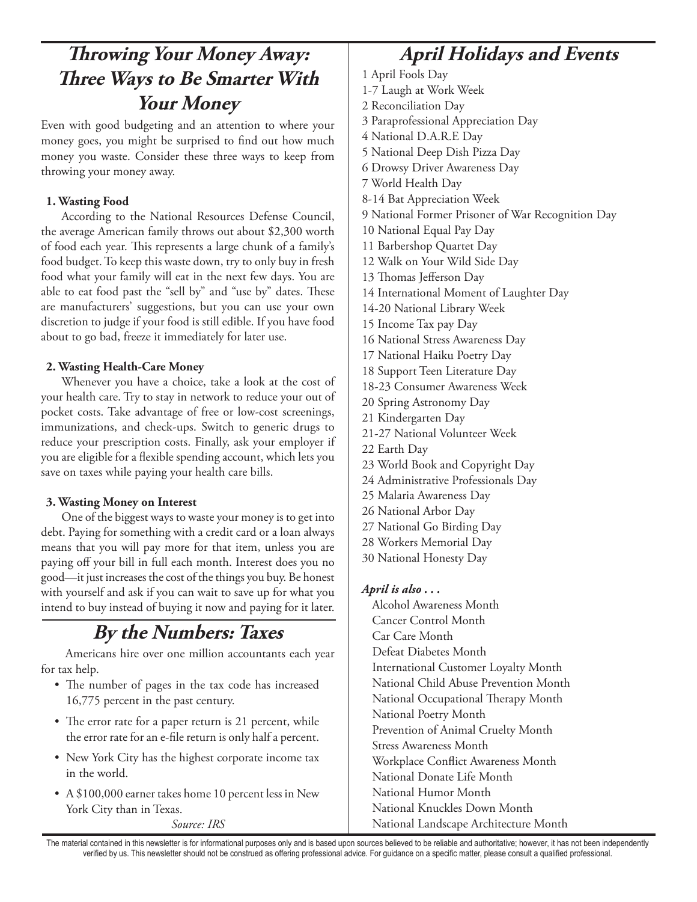## Throwing Your Money Away: Three Ways to Be Smarter With Your Money

Even with good budgeting and an attention to where your money goes, you might be surprised to find out how much money you waste. Consider these three ways to keep from throwing your money away.

**1. Wasting Food**

According to the National Resources Defense Council, the average American family throws out about $2,300 worth of food each year. This represents a large chunk of a family's food budget. To keep this waste down, try to only buy in fresh food what your family will eat in the next few days. You are able to eat food past the "sell by" and "use by" dates. These are manufacturers' suggestions, but you can use your own discretion to judge if your food is still edible. If you have food about to go bad, freeze it immediately for later use.

**2. Wasting Health-Care Money**

Whenever you have a choice, take a look at the cost of your health care. Try to stay in network to reduce your out of pocket costs. Take advantage of free or low-cost screenings, immunizations, and check-ups. Switch to generic drugs to reduce your prescription costs. Finally, ask your employer if you are eligible for a flexible spending account, which lets you save on taxes while paying your health care bills.

**3. Wasting Money on Interest**

One of the biggest ways to waste your money is to get into debt. Paying for something with a credit card or a loan always means that you will pay more for that item, unless you are paying off your bill in full each month. Interest does you no good—it just increases the cost of the things you buy. Be honest with yourself and ask if you can wait to save up for what you intend to buy instead of buying it now and paying for it later.

## By the Numbers: Taxes

Americans hire over one million accountants each year for tax help.

- The number of pages in the tax code has increased 16,775 percent in the past century.
- The error rate for a paper return is 21 percent, while the error rate for an e-file return is only half a percent.
- New York City has the highest corporate income tax in the world.
- A $100,000 earner takes home 10 percent less in New York City than in Texas.

*Source: IRS*

## April Holidays and Events

1 April Fools Day
1-7 Laugh at Work Week
2 Reconciliation Day
3 Paraprofessional Appreciation Day
4 National D.A.R.E Day
5 National Deep Dish Pizza Day
6 Drowsy Driver Awareness Day
7 World Health Day
8-14 Bat Appreciation Week
9 National Former Prisoner of War Recognition Day
10 National Equal Pay Day
11 Barbershop Quartet Day
12 Walk on Your Wild Side Day
13 Thomas Jefferson Day
14 International Moment of Laughter Day
14-20 National Library Week
15 Income Tax pay Day
16 National Stress Awareness Day
17 National Haiku Poetry Day
18 Support Teen Literature Day
18-23 Consumer Awareness Week
20 Spring Astronomy Day
21 Kindergarten Day
21-27 National Volunteer Week
22 Earth Day
23 World Book and Copyright Day
24 Administrative Professionals Day
25 Malaria Awareness Day
26 National Arbor Day
27 National Go Birding Day
28 Workers Memorial Day
30 National Honesty Day

***April is also . . .***

Alcohol Awareness Month
Cancer Control Month
Car Care Month
Defeat Diabetes Month
International Customer Loyalty Month
National Child Abuse Prevention Month
National Occupational Therapy Month
National Poetry Month
Prevention of Animal Cruelty Month
Stress Awareness Month
Workplace Conflict Awareness Month
National Donate Life Month
National Humor Month
National Knuckles Down Month
National Landscape Architecture Month

The material contained in this newsletter is for informational purposes only and is based upon sources believed to be reliable and authoritative; however, it has not been independently verified by us. This newsletter should not be construed as offering professional advice. For guidance on a specific matter, please consult a qualified professional.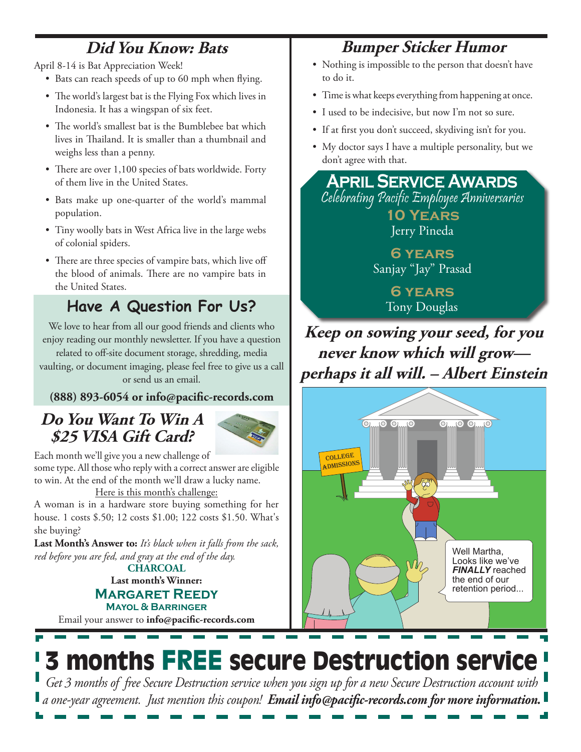## Did You Know: Bats

April 8-14 is Bat Appreciation Week!

- Bats can reach speeds of up to 60 mph when flying.
- The world's largest bat is the Flying Fox which lives in Indonesia. It has a wingspan of six feet.
- The world's smallest bat is the Bumblebee bat which lives in Thailand. It is smaller than a thumbnail and weighs less than a penny.
- There are over 1,100 species of bats worldwide. Forty of them live in the United States.
- Bats make up one-quarter of the world's mammal population.
- Tiny woolly bats in West Africa live in the large webs of colonial spiders.
- There are three species of vampire bats, which live off the blood of animals. There are no vampire bats in the United States.

## Have A Question For Us?

We love to hear from all our good friends and clients who enjoy reading our monthly newsletter. If you have a question related to off-site document storage, shredding, media vaulting, or document imaging, please feel free to give us a call or send us an email.

**(888) 893-6054 or info@pacific-records.com**

## Do You Want To Win A $25 VISA Gift Card?

Each month we'll give you a new challenge of some type. All those who reply with a correct answer are eligible to win. At the end of the month we'll draw a lucky name.

Here is this month's challenge:

A woman is in a hardware store buying something for her house. 1 costs $.50; 12 costs $1.00; 122 costs $1.50. What's she buying?

**Last Month's Answer to:** *It's black when it falls from the sack, red before you are fed, and gray at the end of the day.*

**CHARCOAL**

**Last month's Winner:**

**MARGARET REEDY**

**MAYOL & BARRINGER**

Email your answer to **info@pacific-records.com**

## Bumper Sticker Humor

- Nothing is impossible to the person that doesn't have to do it.
- Time is what keeps everything from happening at once.
- I used to be indecisive, but now I'm not so sure.
- If at first you don't succeed, skydiving isn't for you.
- My doctor says I have a multiple personality, but we don't agree with that.

## April Service Awards

*Celebrating Pacific Employee Anniversaries*

**10 Years**
Jerry Pineda

**6 Years**
Sanjay "Jay" Prasad

**6 Years**
Tony Douglas

***Keep on sowing your seed, for you never know which will grow— perhaps it all will. – Albert Einstein***

COLLEGE ADMISSIONS

Well Martha, Looks like we've ***FINALLY*** reached the end of our retention period...

# 3 months FREE secure Destruction service

*Get 3 months of free Secure Destruction service when you sign up for a new Secure Destruction account with a one-year agreement. Just mention this coupon!* ***Email info@pacific-records.com for more information.***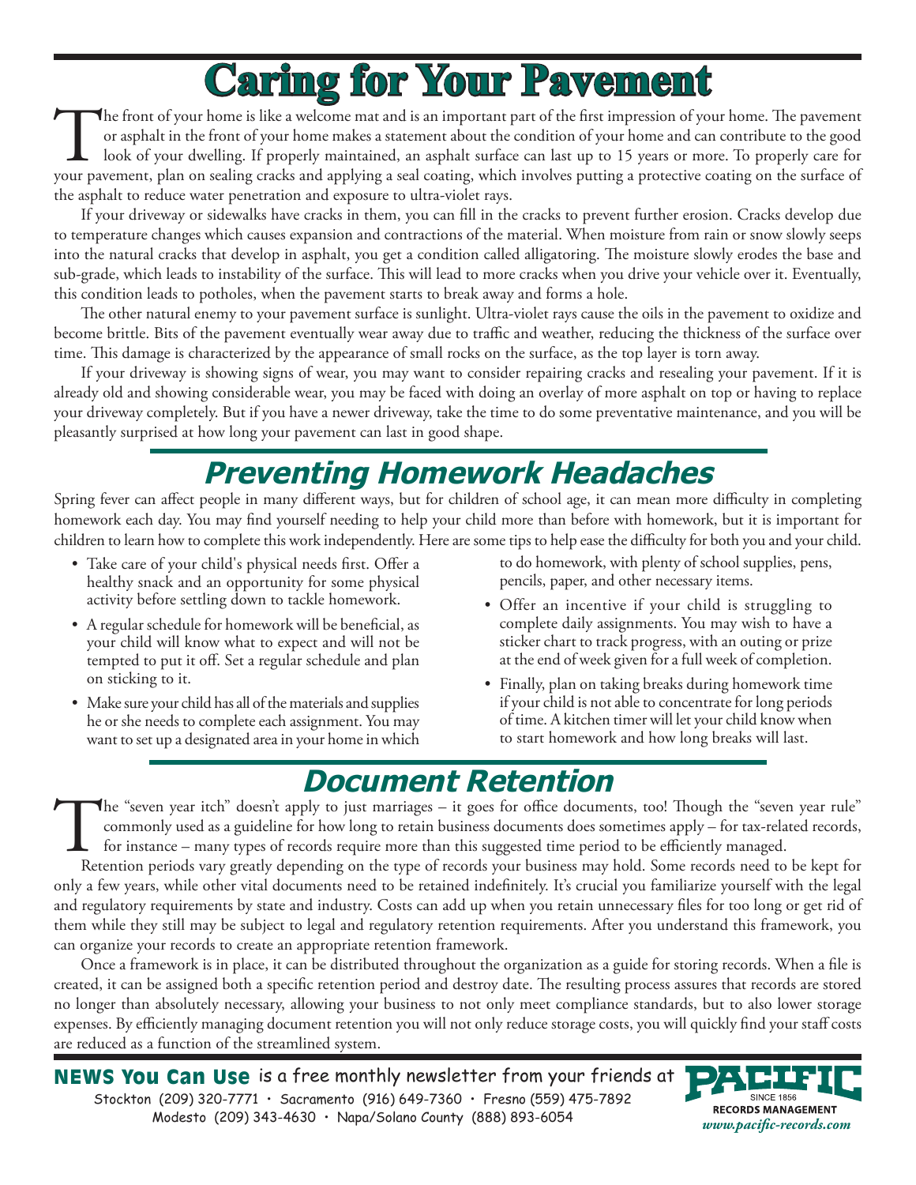# Caring for Your Pavement

The front of your home is like a welcome mat and is an important part of the first impression of your home. The pavement or asphalt in the front of your home makes a statement about the condition of your home and can contribute to the good look of your dwelling. If properly maintained, an asphalt surface can last up to 15 years or more. To properly care for your pavement, plan on sealing cracks and applying a seal coating, which involves putting a protective coating on the surface of the asphalt to reduce water penetration and exposure to ultra-violet rays.

If your driveway or sidewalks have cracks in them, you can fill in the cracks to prevent further erosion. Cracks develop due to temperature changes which causes expansion and contractions of the material. When moisture from rain or snow slowly seeps into the natural cracks that develop in asphalt, you get a condition called alligatoring. The moisture slowly erodes the base and sub-grade, which leads to instability of the surface. This will lead to more cracks when you drive your vehicle over it. Eventually, this condition leads to potholes, when the pavement starts to break away and forms a hole.

The other natural enemy to your pavement surface is sunlight. Ultra-violet rays cause the oils in the pavement to oxidize and become brittle. Bits of the pavement eventually wear away due to traffic and weather, reducing the thickness of the surface over time. This damage is characterized by the appearance of small rocks on the surface, as the top layer is torn away.

If your driveway is showing signs of wear, you may want to consider repairing cracks and resealing your pavement. If it is already old and showing considerable wear, you may be faced with doing an overlay of more asphalt on top or having to replace your driveway completely. But if you have a newer driveway, take the time to do some preventative maintenance, and you will be pleasantly surprised at how long your pavement can last in good shape.

## Preventing Homework Headaches

Spring fever can affect people in many different ways, but for children of school age, it can mean more difficulty in completing homework each day. You may find yourself needing to help your child more than before with homework, but it is important for children to learn how to complete this work independently. Here are some tips to help ease the difficulty for both you and your child.

- Take care of your child's physical needs first. Offer a healthy snack and an opportunity for some physical activity before settling down to tackle homework.
- A regular schedule for homework will be beneficial, as your child will know what to expect and will not be tempted to put it off. Set a regular schedule and plan on sticking to it.
- Make sure your child has all of the materials and supplies he or she needs to complete each assignment. You may want to set up a designated area in your home in which to do homework, with plenty of school supplies, pens, pencils, paper, and other necessary items.
- Offer an incentive if your child is struggling to complete daily assignments. You may wish to have a sticker chart to track progress, with an outing or prize at the end of week given for a full week of completion.
- Finally, plan on taking breaks during homework time if your child is not able to concentrate for long periods of time. A kitchen timer will let your child know when to start homework and how long breaks will last.

## Document Retention

The "seven year itch" doesn't apply to just marriages – it goes for office documents, too! Though the "seven year rule" commonly used as a guideline for how long to retain business documents does sometimes apply – for tax-related records, for instance – many types of records require more than this suggested time period to be efficiently managed.

Retention periods vary greatly depending on the type of records your business may hold. Some records need to be kept for only a few years, while other vital documents need to be retained indefinitely. It's crucial you familiarize yourself with the legal and regulatory requirements by state and industry. Costs can add up when you retain unnecessary files for too long or get rid of them while they still may be subject to legal and regulatory retention requirements. After you understand this framework, you can organize your records to create an appropriate retention framework.

Once a framework is in place, it can be distributed throughout the organization as a guide for storing records. When a file is created, it can be assigned both a specific retention period and destroy date. The resulting process assures that records are stored no longer than absolutely necessary, allowing your business to not only meet compliance standards, but to also lower storage expenses. By efficiently managing document retention you will not only reduce storage costs, you will quickly find your staff costs are reduced as a function of the streamlined system.

**NEWS You Can Use** is a free monthly newsletter from your friends at

Stockton (209) 320-7771 • Sacramento (916) 649-7360 • Fresno (559) 475-7892
Modesto (209) 343-4630 • Napa/Solano County (888) 893-6054

PACIFIC
SINCE 1856
RECORDS MANAGEMENT
*www.pacific-records.com*